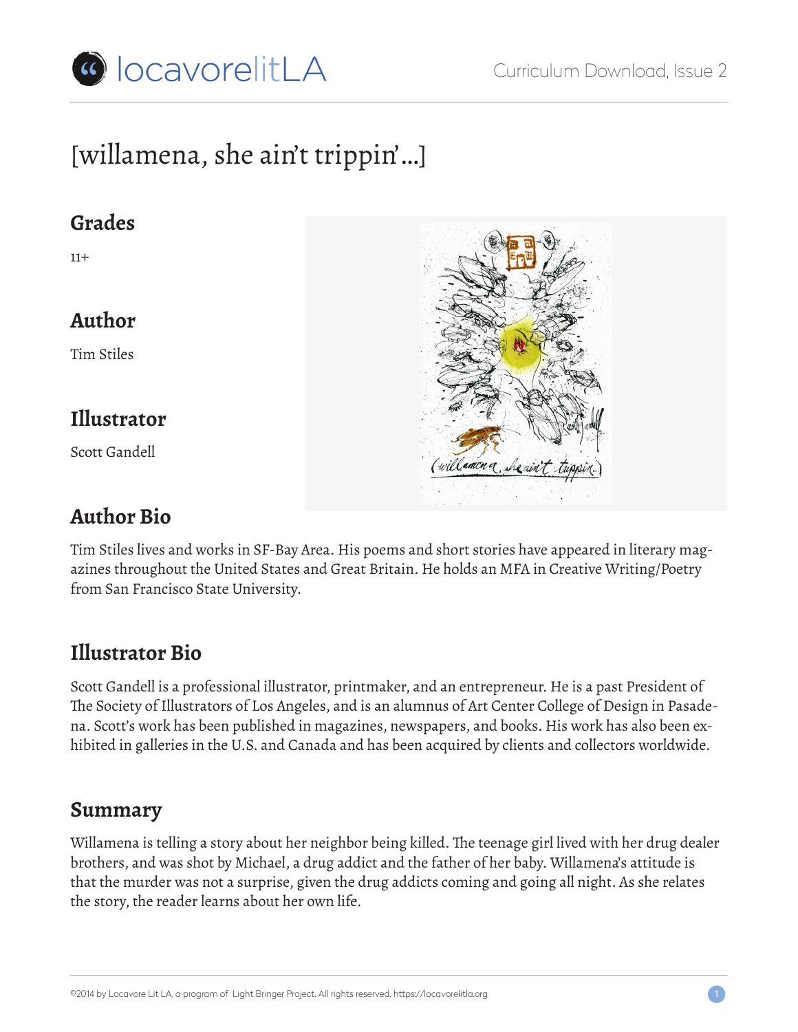# [willamena, she ain't trippin'...]

## Grades

11+

## Author

Tim Stiles

## Illustrator

Scott Gandell

## Author Bio

Tim Stiles lives and works in SF-Bay Area. His poems and short stories have appeared in literary magazines throughout the United States and Great Britain. He holds an MFA in Creative Writing/Poetry from San Francisco State University.

## Illustrator Bio

Scott Gandell is a professional illustrator, printmaker, and an entrepreneur. He is a past President of The Society of Illustrators of Los Angeles, and is an alumnus of Art Center College of Design in Pasadena. Scott's work has been published in magazines, newspapers, and books. His work has also been exhibited in galleries in the U.S. and Canada and has been acquired by clients and collectors worldwide.

## Summary

Willamena is telling a story about her neighbor being killed. The teenage girl lived with her drug dealer brothers, and was shot by Michael, a drug addict and the father of her baby. Willamena's attitude is that the murder was not a surprise, given the drug addicts coming and going all night. As she relates the story, the reader learns about her own life.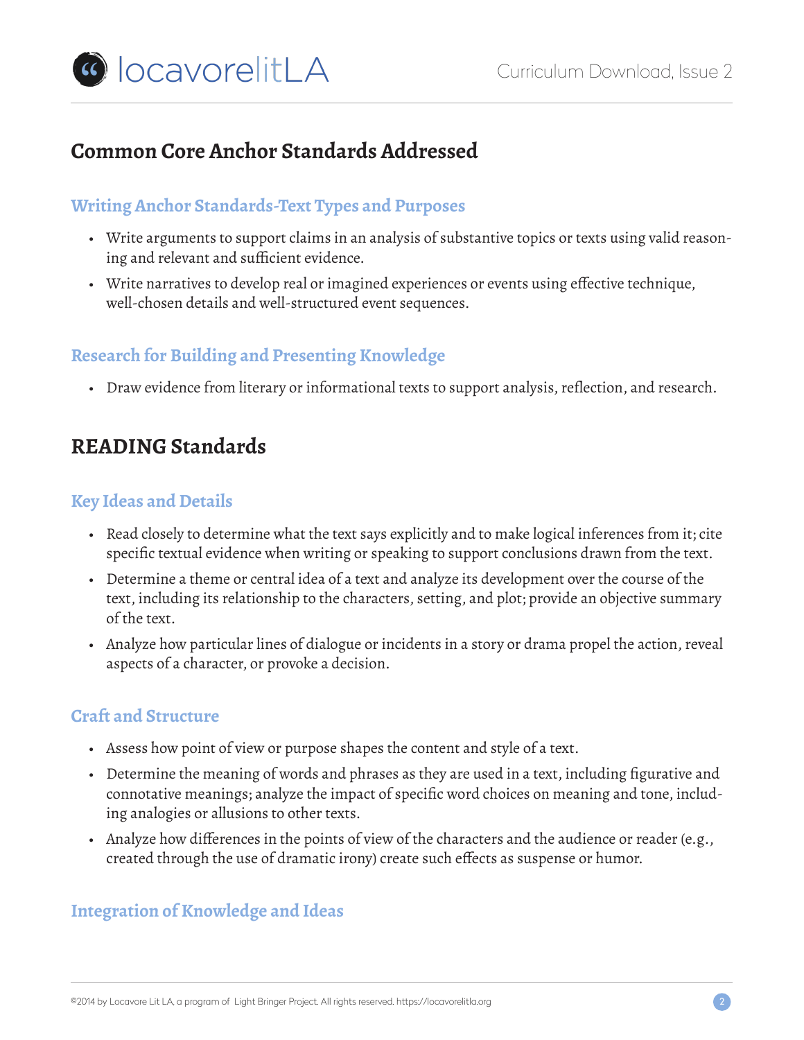## Common Core Anchor Standards Addressed

### Writing Anchor Standards-Text Types and Purposes

- Write arguments to support claims in an analysis of substantive topics or texts using valid reasoning and relevant and sufficient evidence.
- Write narratives to develop real or imagined experiences or events using effective technique, well-chosen details and well-structured event sequences.

### Research for Building and Presenting Knowledge

- Draw evidence from literary or informational texts to support analysis, reflection, and research.

## READING Standards

### Key Ideas and Details

- Read closely to determine what the text says explicitly and to make logical inferences from it; cite specific textual evidence when writing or speaking to support conclusions drawn from the text.
- Determine a theme or central idea of a text and analyze its development over the course of the text, including its relationship to the characters, setting, and plot; provide an objective summary of the text.
- Analyze how particular lines of dialogue or incidents in a story or drama propel the action, reveal aspects of a character, or provoke a decision.

### Craft and Structure

- Assess how point of view or purpose shapes the content and style of a text.
- Determine the meaning of words and phrases as they are used in a text, including figurative and connotative meanings; analyze the impact of specific word choices on meaning and tone, including analogies or allusions to other texts.
- Analyze how differences in the points of view of the characters and the audience or reader (e.g., created through the use of dramatic irony) create such effects as suspense or humor.

### Integration of Knowledge and Ideas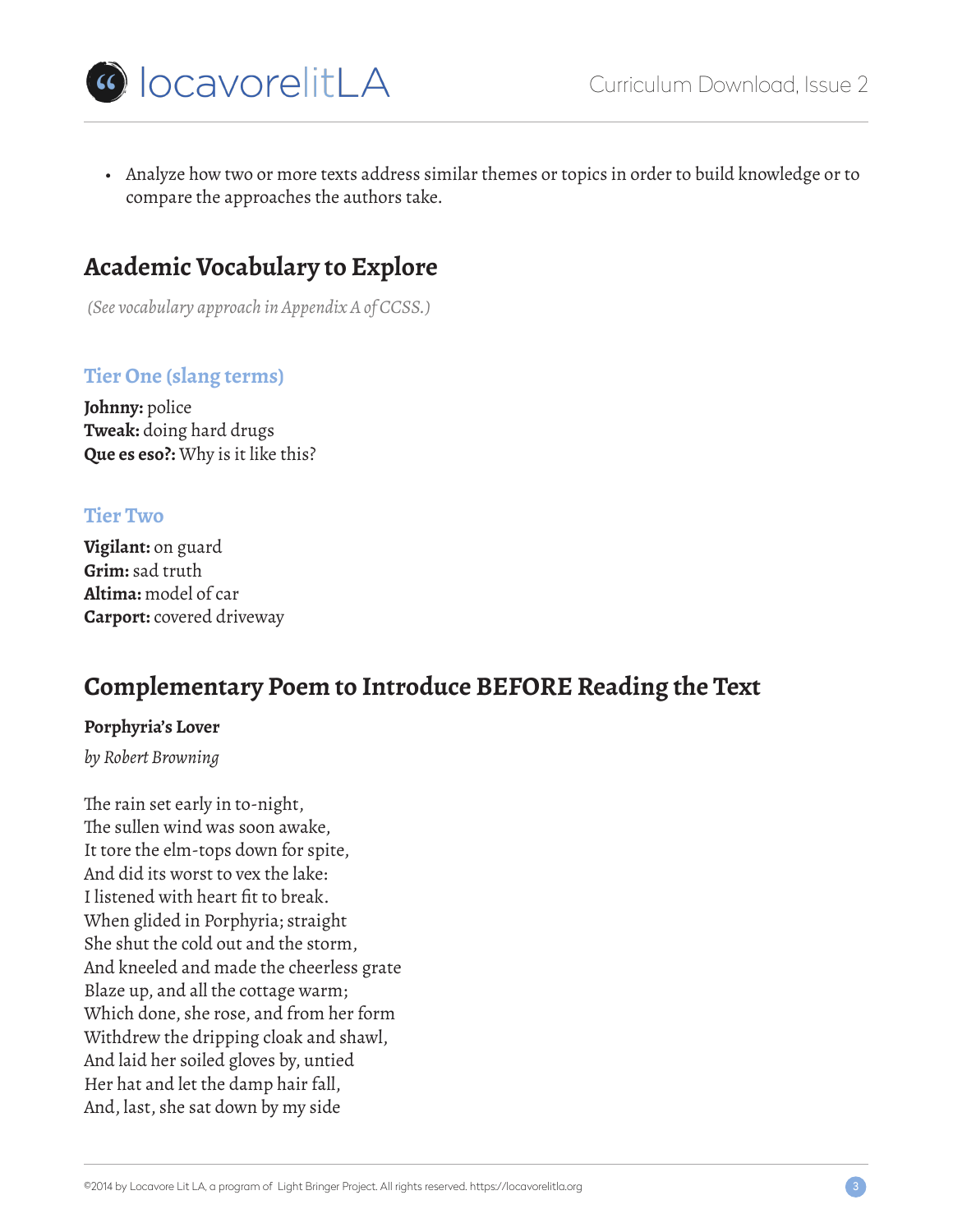- Analyze how two or more texts address similar themes or topics in order to build knowledge or to compare the approaches the authors take.

## Academic Vocabulary to Explore

*(See vocabulary approach in Appendix A of CCSS.)*

### Tier One (slang terms)

**Johnny:** police
**Tweak:** doing hard drugs
**Que es eso?:** Why is it like this?

### Tier Two

**Vigilant:** on guard
**Grim:** sad truth
**Altima:** model of car
**Carport:** covered driveway

## Complementary Poem to Introduce BEFORE Reading the Text

**Porphyria's Lover**

*by Robert Browning*

The rain set early in to-night,
The sullen wind was soon awake,
It tore the elm-tops down for spite,
And did its worst to vex the lake:
I listened with heart fit to break.
When glided in Porphyria; straight
She shut the cold out and the storm,
And kneeled and made the cheerless grate
Blaze up, and all the cottage warm;
Which done, she rose, and from her form
Withdrew the dripping cloak and shawl,
And laid her soiled gloves by, untied
Her hat and let the damp hair fall,
And, last, she sat down by my side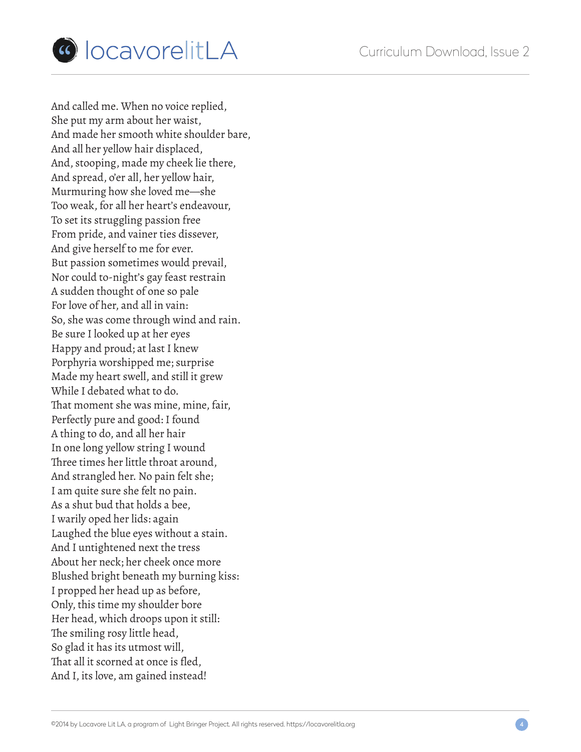And called me. When no voice replied,  
She put my arm about her waist,  
And made her smooth white shoulder bare,  
And all her yellow hair displaced,  
And, stooping, made my cheek lie there,  
And spread, o'er all, her yellow hair,  
Murmuring how she loved me—she  
Too weak, for all her heart's endeavour,  
To set its struggling passion free  
From pride, and vainer ties dissever,  
And give herself to me for ever.  
But passion sometimes would prevail,  
Nor could to-night's gay feast restrain  
A sudden thought of one so pale  
For love of her, and all in vain:  
So, she was come through wind and rain.  
Be sure I looked up at her eyes  
Happy and proud; at last I knew  
Porphyria worshipped me; surprise  
Made my heart swell, and still it grew  
While I debated what to do.  
That moment she was mine, mine, fair,  
Perfectly pure and good: I found  
A thing to do, and all her hair  
In one long yellow string I wound  
Three times her little throat around,  
And strangled her. No pain felt she;  
I am quite sure she felt no pain.  
As a shut bud that holds a bee,  
I warily oped her lids: again  
Laughed the blue eyes without a stain.  
And I untightened next the tress  
About her neck; her cheek once more  
Blushed bright beneath my burning kiss:  
I propped her head up as before,  
Only, this time my shoulder bore  
Her head, which droops upon it still:  
The smiling rosy little head,  
So glad it has its utmost will,  
That all it scorned at once is fled,  
And I, its love, am gained instead!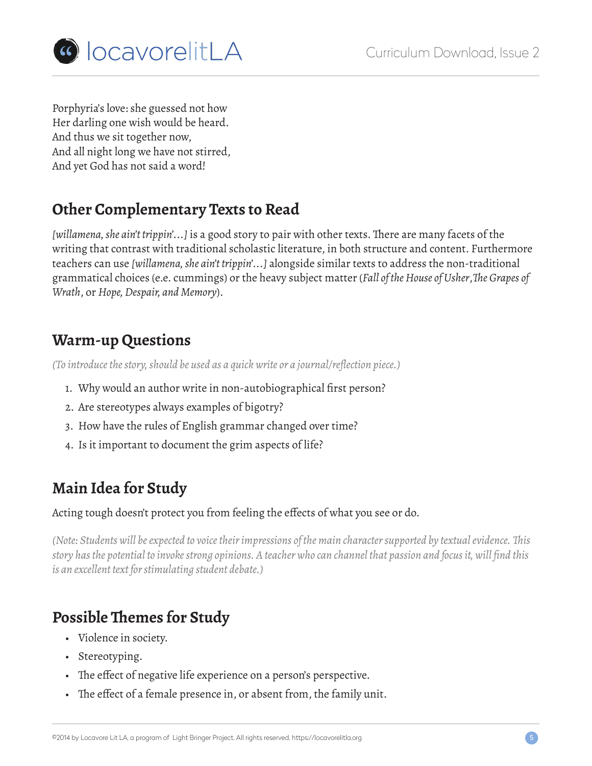Porphyria's love: she guessed not how
Her darling one wish would be heard.
And thus we sit together now,
And all night long we have not stirred,
And yet God has not said a word!

## Other Complementary Texts to Read

*[willamena, she ain't trippin'…]* is a good story to pair with other texts. There are many facets of the writing that contrast with traditional scholastic literature, in both structure and content. Furthermore teachers can use *[willamena, she ain't trippin'…]* alongside similar texts to address the non-traditional grammatical choices (e.e. cummings) or the heavy subject matter (*Fall of the House of Usher*,*The Grapes of Wrath*, or *Hope, Despair, and Memory*).

## Warm-up Questions

*(To introduce the story, should be used as a quick write or a journal/reflection piece.)*

1. Why would an author write in non-autobiographical first person?
2. Are stereotypes always examples of bigotry?
3. How have the rules of English grammar changed over time?
4. Is it important to document the grim aspects of life?

## Main Idea for Study

Acting tough doesn't protect you from feeling the effects of what you see or do.

*(Note: Students will be expected to voice their impressions of the main character supported by textual evidence. This story has the potential to invoke strong opinions. A teacher who can channel that passion and focus it, will find this is an excellent text for stimulating student debate.)*

## Possible Themes for Study

- Violence in society.
- Stereotyping.
- The effect of negative life experience on a person's perspective.
- The effect of a female presence in, or absent from, the family unit.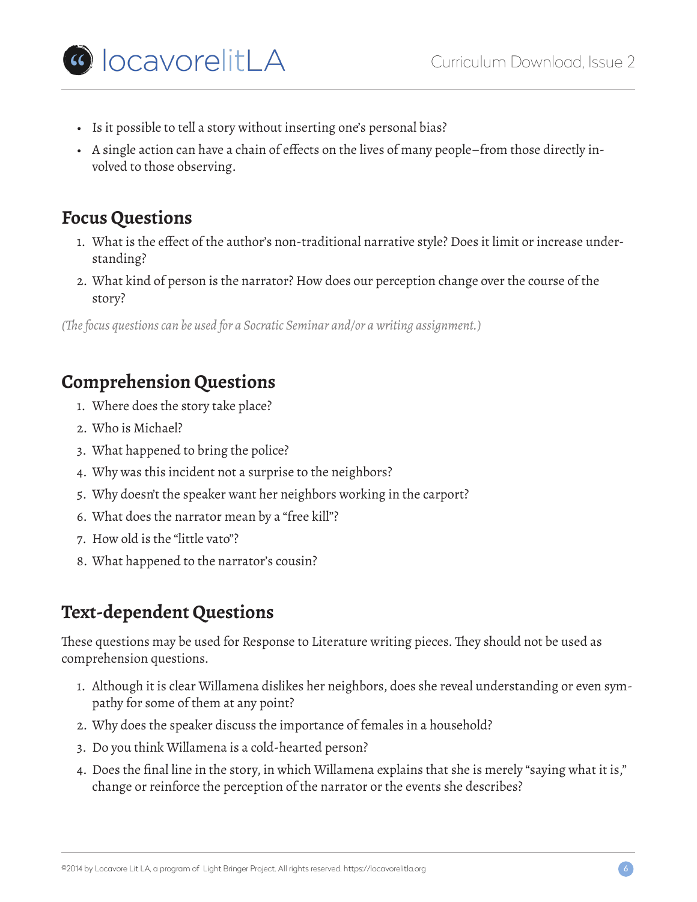- Is it possible to tell a story without inserting one's personal bias?
- A single action can have a chain of effects on the lives of many people–from those directly involved to those observing.

## Focus Questions

1. What is the effect of the author's non-traditional narrative style? Does it limit or increase understanding?
2. What kind of person is the narrator? How does our perception change over the course of the story?

*(The focus questions can be used for a Socratic Seminar and/or a writing assignment.)*

## Comprehension Questions

1. Where does the story take place?
2. Who is Michael?
3. What happened to bring the police?
4. Why was this incident not a surprise to the neighbors?
5. Why doesn't the speaker want her neighbors working in the carport?
6. What does the narrator mean by a "free kill"?
7. How old is the "little vato"?
8. What happened to the narrator's cousin?

## Text-dependent Questions

These questions may be used for Response to Literature writing pieces. They should not be used as comprehension questions.

1. Although it is clear Willamena dislikes her neighbors, does she reveal understanding or even sympathy for some of them at any point?
2. Why does the speaker discuss the importance of females in a household?
3. Do you think Willamena is a cold-hearted person?
4. Does the final line in the story, in which Willamena explains that she is merely "saying what it is," change or reinforce the perception of the narrator or the events she describes?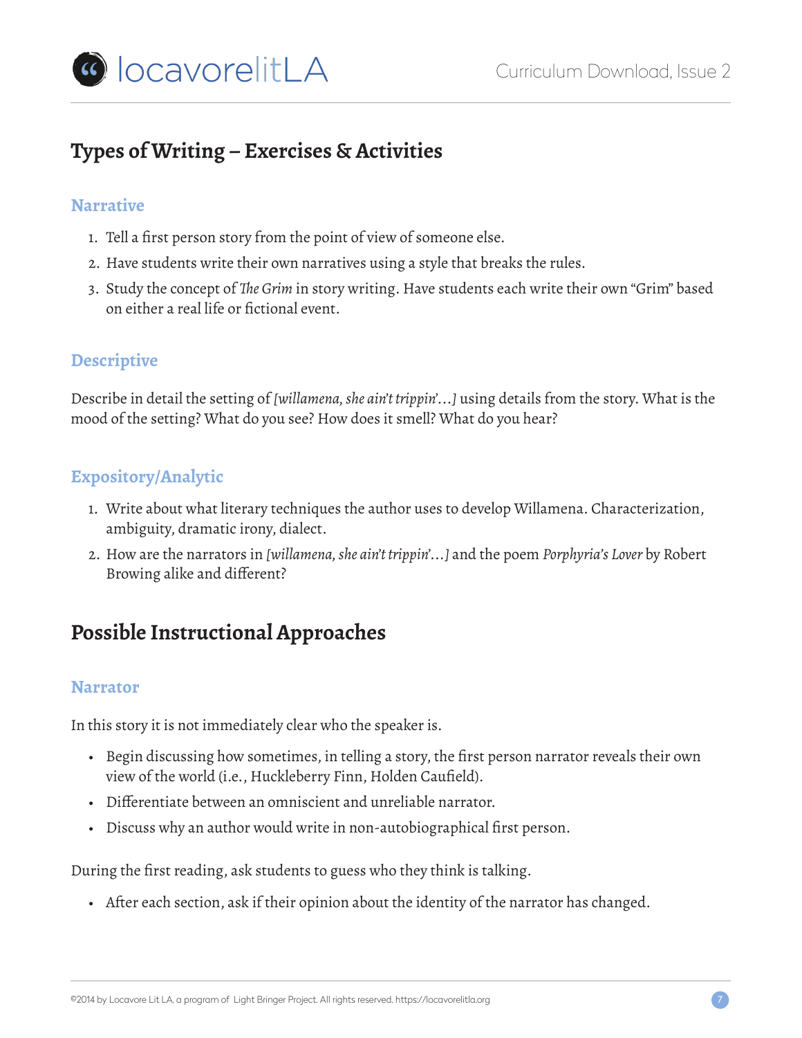# Types of Writing – Exercises & Activities

## Narrative

1. Tell a first person story from the point of view of someone else.
2. Have students write their own narratives using a style that breaks the rules.
3. Study the concept of *The Grim* in story writing. Have students each write their own "Grim" based on either a real life or fictional event.

## Descriptive

Describe in detail the setting of *[willamena, she ain't trippin'…]* using details from the story. What is the mood of the setting? What do you see? How does it smell? What do you hear?

## Expository/Analytic

1. Write about what literary techniques the author uses to develop Willamena. Characterization, ambiguity, dramatic irony, dialect.
2. How are the narrators in *[willamena, she ain't trippin'…]* and the poem *Porphyria's Lover* by Robert Browing alike and different?

# Possible Instructional Approaches

## Narrator

In this story it is not immediately clear who the speaker is.

- Begin discussing how sometimes, in telling a story, the first person narrator reveals their own view of the world (i.e., Huckleberry Finn, Holden Caufield).
- Differentiate between an omniscient and unreliable narrator.
- Discuss why an author would write in non-autobiographical first person.

During the first reading, ask students to guess who they think is talking.

- After each section, ask if their opinion about the identity of the narrator has changed.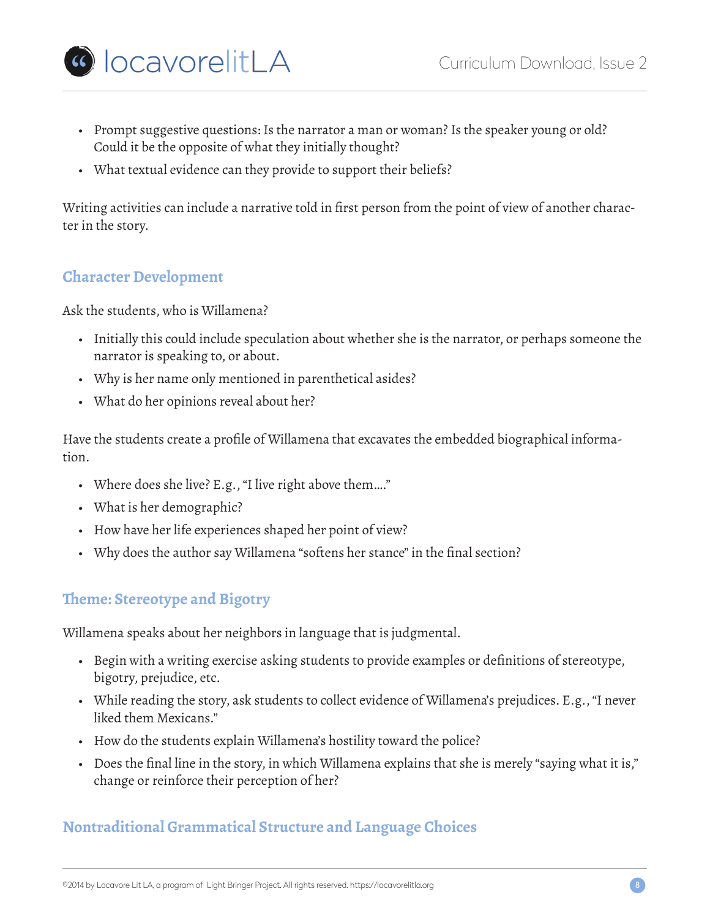- Prompt suggestive questions: Is the narrator a man or woman? Is the speaker young or old? Could it be the opposite of what they initially thought?
- What textual evidence can they provide to support their beliefs?

Writing activities can include a narrative told in first person from the point of view of another character in the story.

## Character Development

Ask the students, who is Willamena?

- Initially this could include speculation about whether she is the narrator, or perhaps someone the narrator is speaking to, or about.
- Why is her name only mentioned in parenthetical asides?
- What do her opinions reveal about her?

Have the students create a profile of Willamena that excavates the embedded biographical information.

- Where does she live? E.g., "I live right above them…."
- What is her demographic?
- How have her life experiences shaped her point of view?
- Why does the author say Willamena "softens her stance" in the final section?

## Theme: Stereotype and Bigotry

Willamena speaks about her neighbors in language that is judgmental.

- Begin with a writing exercise asking students to provide examples or definitions of stereotype, bigotry, prejudice, etc.
- While reading the story, ask students to collect evidence of Willamena's prejudices. E.g., "I never liked them Mexicans."
- How do the students explain Willamena's hostility toward the police?
- Does the final line in the story, in which Willamena explains that she is merely "saying what it is," change or reinforce their perception of her?

## Nontraditional Grammatical Structure and Language Choices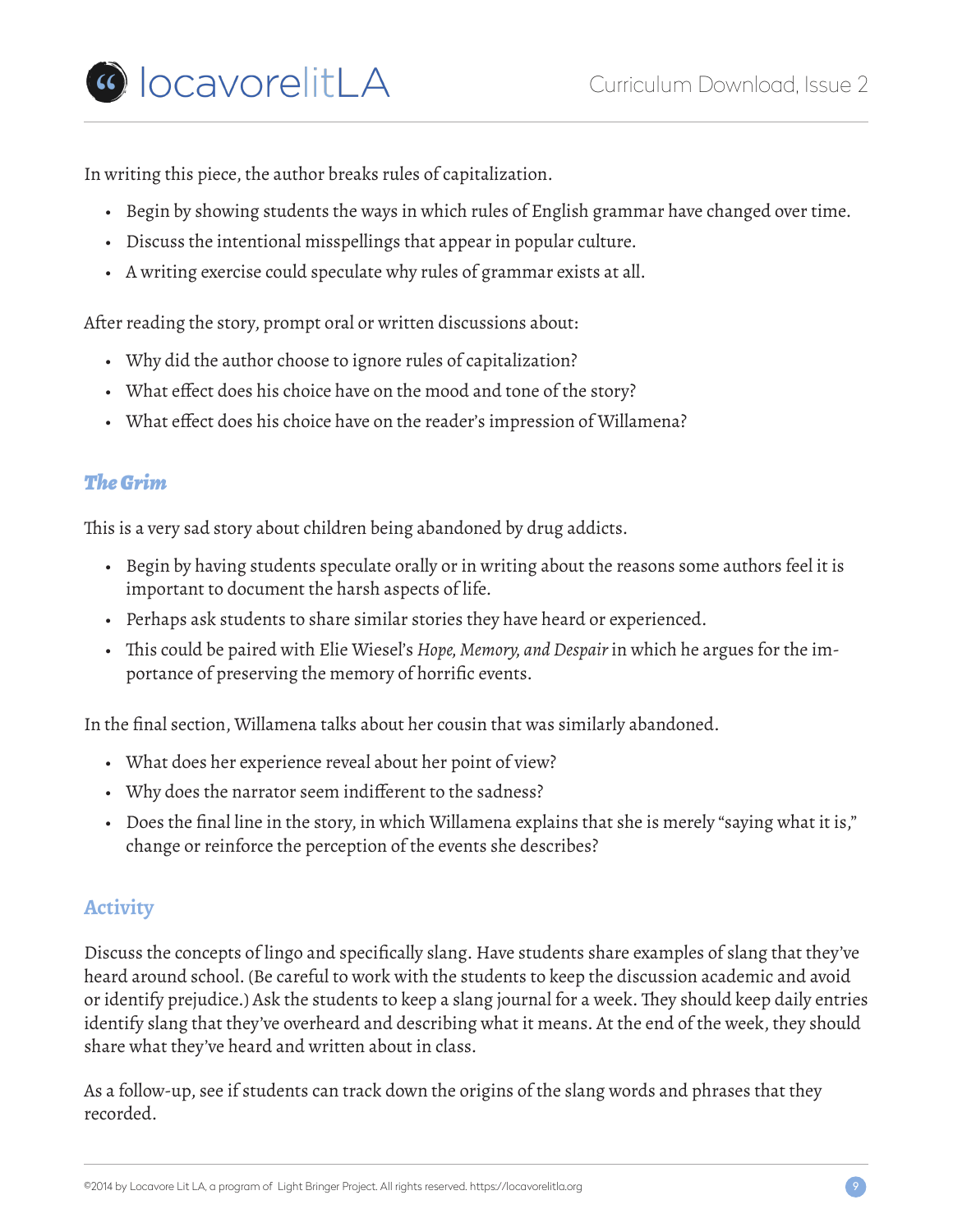In writing this piece, the author breaks rules of capitalization.

- Begin by showing students the ways in which rules of English grammar have changed over time.
- Discuss the intentional misspellings that appear in popular culture.
- A writing exercise could speculate why rules of grammar exists at all.

After reading the story, prompt oral or written discussions about:

- Why did the author choose to ignore rules of capitalization?
- What effect does his choice have on the mood and tone of the story?
- What effect does his choice have on the reader's impression of Willamena?

### *The Grim*

This is a very sad story about children being abandoned by drug addicts.

- Begin by having students speculate orally or in writing about the reasons some authors feel it is important to document the harsh aspects of life.
- Perhaps ask students to share similar stories they have heard or experienced.
- This could be paired with Elie Wiesel's *Hope, Memory, and Despair* in which he argues for the importance of preserving the memory of horrific events.

In the final section, Willamena talks about her cousin that was similarly abandoned.

- What does her experience reveal about her point of view?
- Why does the narrator seem indifferent to the sadness?
- Does the final line in the story, in which Willamena explains that she is merely "saying what it is," change or reinforce the perception of the events she describes?

### Activity

Discuss the concepts of lingo and specifically slang. Have students share examples of slang that they've heard around school. (Be careful to work with the students to keep the discussion academic and avoid or identify prejudice.) Ask the students to keep a slang journal for a week. They should keep daily entries identify slang that they've overheard and describing what it means. At the end of the week, they should share what they've heard and written about in class.

As a follow-up, see if students can track down the origins of the slang words and phrases that they recorded.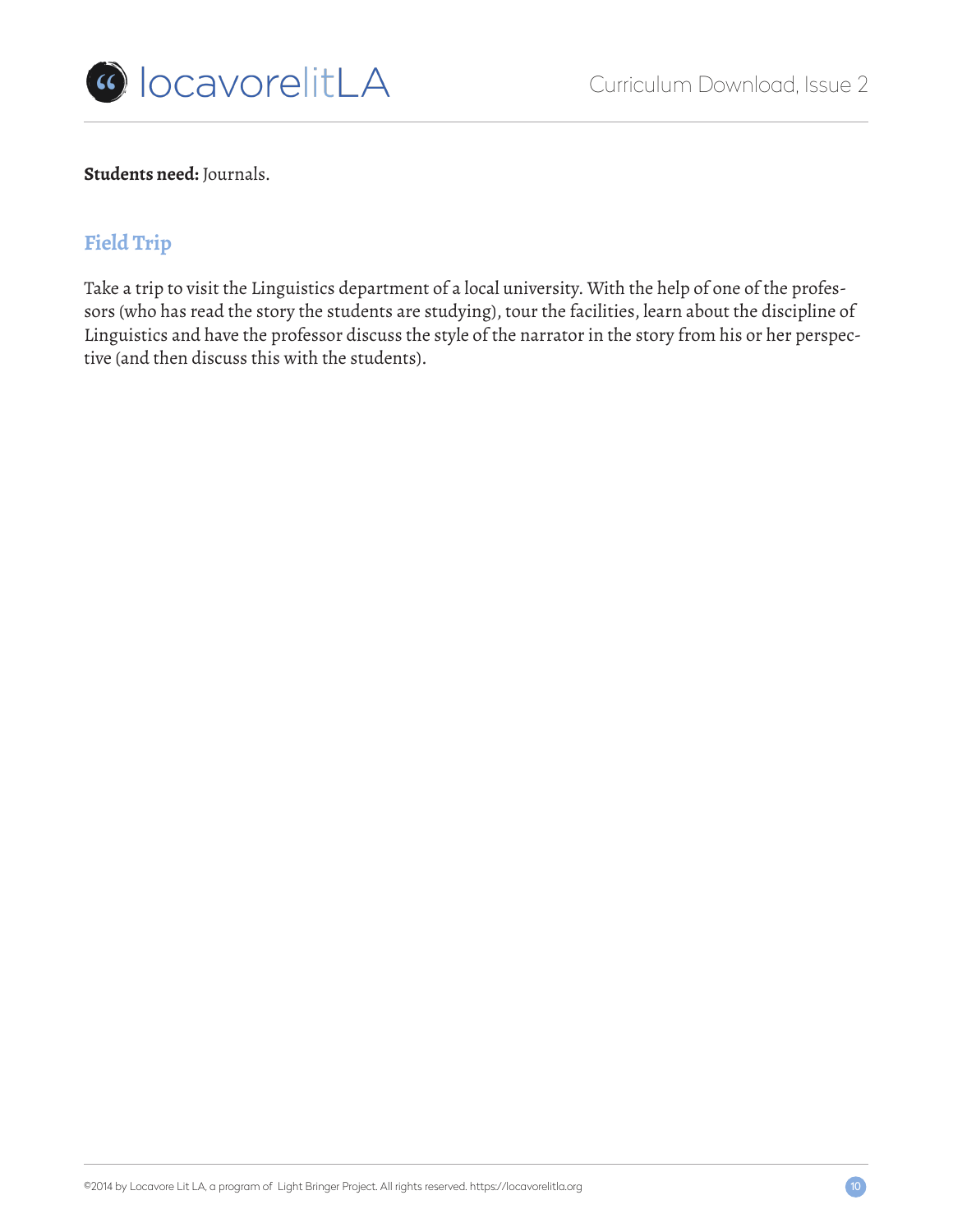**Students need:** Journals.

## Field Trip

Take a trip to visit the Linguistics department of a local university. With the help of one of the professors (who has read the story the students are studying), tour the facilities, learn about the discipline of Linguistics and have the professor discuss the style of the narrator in the story from his or her perspective (and then discuss this with the students).